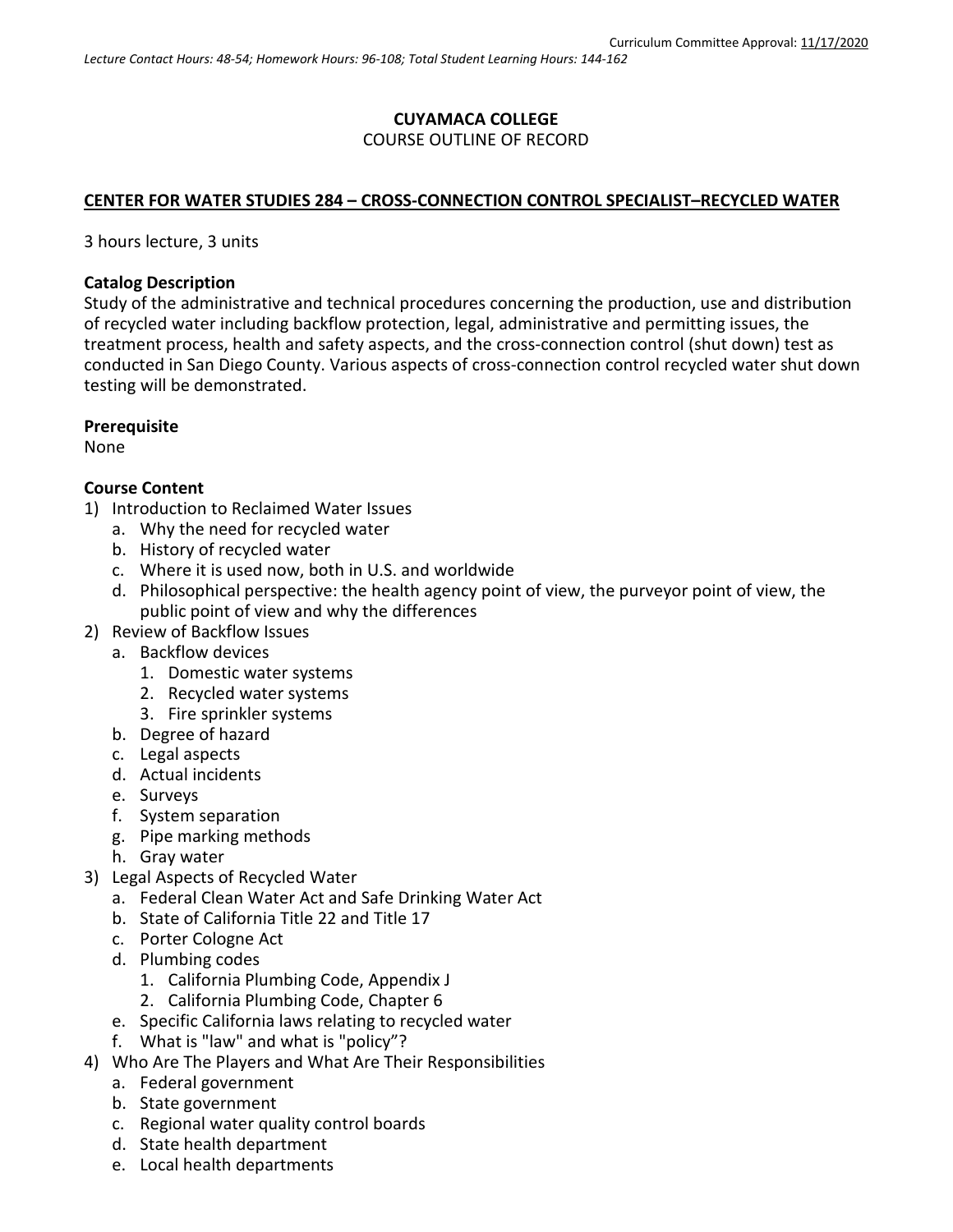Curriculum Committee Approval: 11/17/2020

*Lecture Contact Hours: 48-54; Homework Hours: 96-108; Total Student Learning Hours: 144-162*

**CUYAMACA COLLEGE**

COURSE OUTLINE OF RECORD

**CENTER FOR WATER STUDIES 284 – CROSS-CONNECTION CONTROL SPECIALIST–RECYCLED WATER**

3 hours lecture, 3 units

**Catalog Description**

Study of the administrative and technical procedures concerning the production, use and distribution of recycled water including backflow protection, legal, administrative and permitting issues, the treatment process, health and safety aspects, and the cross-connection control (shut down) test as conducted in San Diego County. Various aspects of cross-connection control recycled water shut down testing will be demonstrated.

**Prerequisite**

None

**Course Content**

1) Introduction to Reclaimed Water Issues
   a. Why the need for recycled water
   b. History of recycled water
   c. Where it is used now, both in U.S. and worldwide
   d. Philosophical perspective: the health agency point of view, the purveyor point of view, the public point of view and why the differences
2) Review of Backflow Issues
   a. Backflow devices
      1. Domestic water systems
      2. Recycled water systems
      3. Fire sprinkler systems
   b. Degree of hazard
   c. Legal aspects
   d. Actual incidents
   e. Surveys
   f. System separation
   g. Pipe marking methods
   h. Gray water
3) Legal Aspects of Recycled Water
   a. Federal Clean Water Act and Safe Drinking Water Act
   b. State of California Title 22 and Title 17
   c. Porter Cologne Act
   d. Plumbing codes
      1. California Plumbing Code, Appendix J
      2. California Plumbing Code, Chapter 6
   e. Specific California laws relating to recycled water
   f. What is "law" and what is "policy"?
4) Who Are The Players and What Are Their Responsibilities
   a. Federal government
   b. State government
   c. Regional water quality control boards
   d. State health department
   e. Local health departments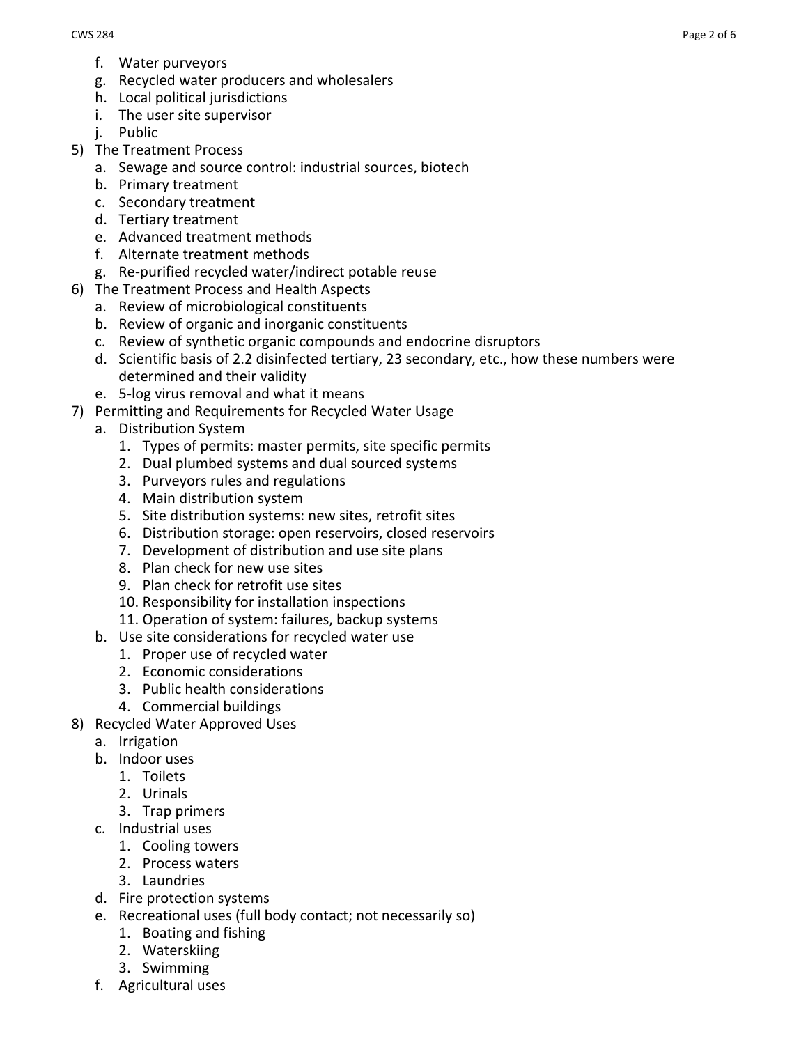f. Water purveyors
   g. Recycled water producers and wholesalers
   h. Local political jurisdictions
   i. The user site supervisor
   j. Public
5) The Treatment Process
   a. Sewage and source control: industrial sources, biotech
   b. Primary treatment
   c. Secondary treatment
   d. Tertiary treatment
   e. Advanced treatment methods
   f. Alternate treatment methods
   g. Re-purified recycled water/indirect potable reuse
6) The Treatment Process and Health Aspects
   a. Review of microbiological constituents
   b. Review of organic and inorganic constituents
   c. Review of synthetic organic compounds and endocrine disruptors
   d. Scientific basis of 2.2 disinfected tertiary, 23 secondary, etc., how these numbers were determined and their validity
   e. 5-log virus removal and what it means
7) Permitting and Requirements for Recycled Water Usage
   a. Distribution System
      1. Types of permits: master permits, site specific permits
      2. Dual plumbed systems and dual sourced systems
      3. Purveyors rules and regulations
      4. Main distribution system
      5. Site distribution systems: new sites, retrofit sites
      6. Distribution storage: open reservoirs, closed reservoirs
      7. Development of distribution and use site plans
      8. Plan check for new use sites
      9. Plan check for retrofit use sites
      10. Responsibility for installation inspections
      11. Operation of system: failures, backup systems
   b. Use site considerations for recycled water use
      1. Proper use of recycled water
      2. Economic considerations
      3. Public health considerations
      4. Commercial buildings
8) Recycled Water Approved Uses
   a. Irrigation
   b. Indoor uses
      1. Toilets
      2. Urinals
      3. Trap primers
   c. Industrial uses
      1. Cooling towers
      2. Process waters
      3. Laundries
   d. Fire protection systems
   e. Recreational uses (full body contact; not necessarily so)
      1. Boating and fishing
      2. Waterskiing
      3. Swimming
   f. Agricultural uses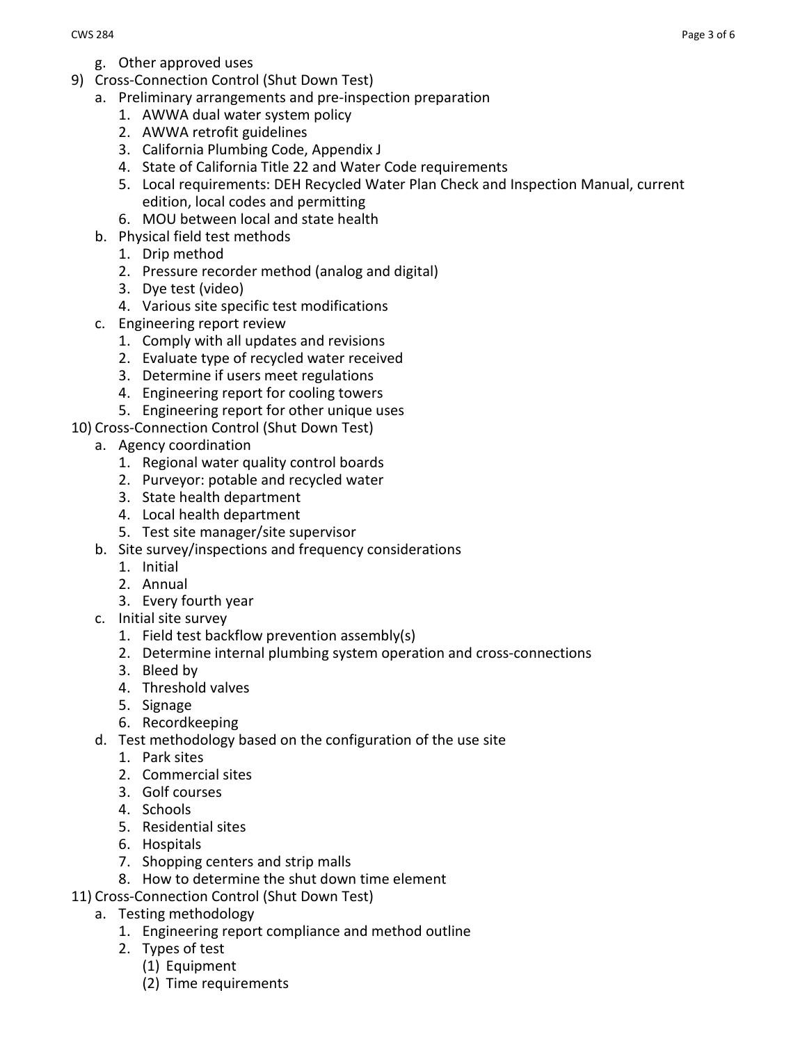g. Other approved uses

9) Cross-Connection Control (Shut Down Test)
   a. Preliminary arrangements and pre-inspection preparation
      1. AWWA dual water system policy
      2. AWWA retrofit guidelines
      3. California Plumbing Code, Appendix J
      4. State of California Title 22 and Water Code requirements
      5. Local requirements: DEH Recycled Water Plan Check and Inspection Manual, current edition, local codes and permitting
      6. MOU between local and state health
   b. Physical field test methods
      1. Drip method
      2. Pressure recorder method (analog and digital)
      3. Dye test (video)
      4. Various site specific test modifications
   c. Engineering report review
      1. Comply with all updates and revisions
      2. Evaluate type of recycled water received
      3. Determine if users meet regulations
      4. Engineering report for cooling towers
      5. Engineering report for other unique uses

10) Cross-Connection Control (Shut Down Test)
   a. Agency coordination
      1. Regional water quality control boards
      2. Purveyor: potable and recycled water
      3. State health department
      4. Local health department
      5. Test site manager/site supervisor
   b. Site survey/inspections and frequency considerations
      1. Initial
      2. Annual
      3. Every fourth year
   c. Initial site survey
      1. Field test backflow prevention assembly(s)
      2. Determine internal plumbing system operation and cross-connections
      3. Bleed by
      4. Threshold valves
      5. Signage
      6. Recordkeeping
   d. Test methodology based on the configuration of the use site
      1. Park sites
      2. Commercial sites
      3. Golf courses
      4. Schools
      5. Residential sites
      6. Hospitals
      7. Shopping centers and strip malls
      8. How to determine the shut down time element

11) Cross-Connection Control (Shut Down Test)
   a. Testing methodology
      1. Engineering report compliance and method outline
      2. Types of test
         (1) Equipment
         (2) Time requirements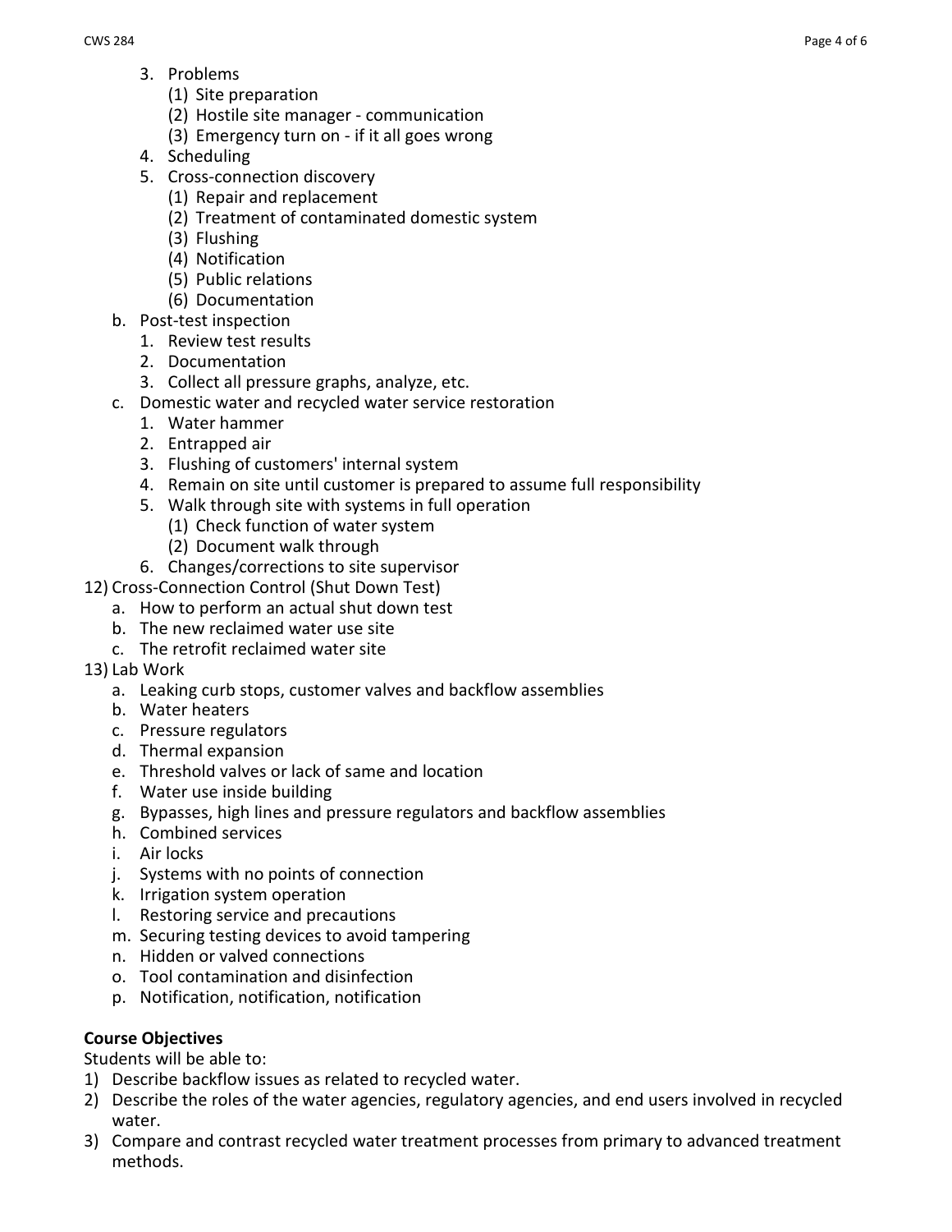3. Problems
         (1) Site preparation
         (2) Hostile site manager - communication
         (3) Emergency turn on - if it all goes wrong
      4. Scheduling
      5. Cross-connection discovery
         (1) Repair and replacement
         (2) Treatment of contaminated domestic system
         (3) Flushing
         (4) Notification
         (5) Public relations
         (6) Documentation
   b. Post-test inspection
      1. Review test results
      2. Documentation
      3. Collect all pressure graphs, analyze, etc.
   c. Domestic water and recycled water service restoration
      1. Water hammer
      2. Entrapped air
      3. Flushing of customers' internal system
      4. Remain on site until customer is prepared to assume full responsibility
      5. Walk through site with systems in full operation
         (1) Check function of water system
         (2) Document walk through
      6. Changes/corrections to site supervisor

12) Cross-Connection Control (Shut Down Test)
   a. How to perform an actual shut down test
   b. The new reclaimed water use site
   c. The retrofit reclaimed water site

13) Lab Work
   a. Leaking curb stops, customer valves and backflow assemblies
   b. Water heaters
   c. Pressure regulators
   d. Thermal expansion
   e. Threshold valves or lack of same and location
   f. Water use inside building
   g. Bypasses, high lines and pressure regulators and backflow assemblies
   h. Combined services
   i. Air locks
   j. Systems with no points of connection
   k. Irrigation system operation
   l. Restoring service and precautions
   m. Securing testing devices to avoid tampering
   n. Hidden or valved connections
   o. Tool contamination and disinfection
   p. Notification, notification, notification

**Course Objectives**

Students will be able to:

1) Describe backflow issues as related to recycled water.
2) Describe the roles of the water agencies, regulatory agencies, and end users involved in recycled water.
3) Compare and contrast recycled water treatment processes from primary to advanced treatment methods.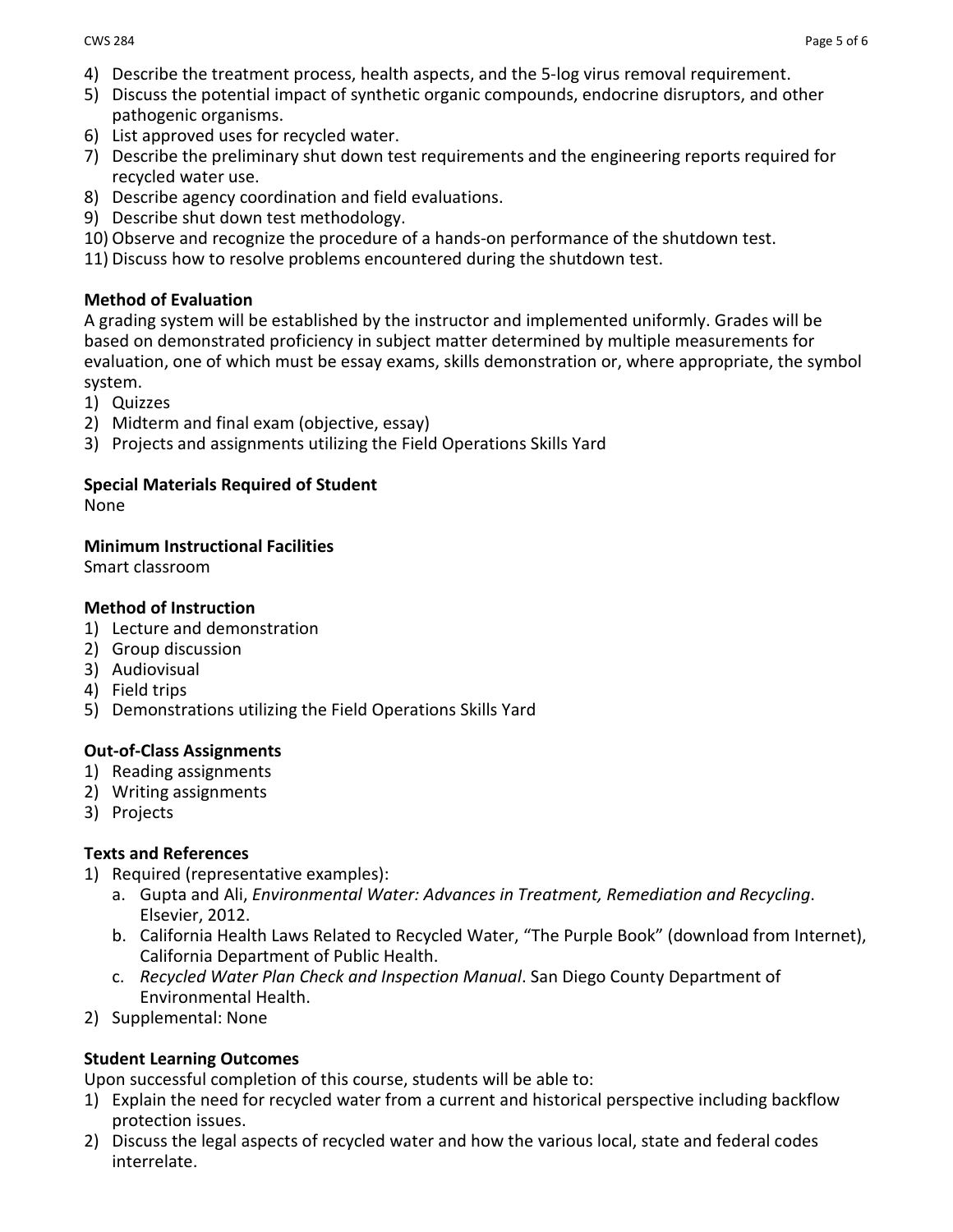4) Describe the treatment process, health aspects, and the 5-log virus removal requirement.
5) Discuss the potential impact of synthetic organic compounds, endocrine disruptors, and other pathogenic organisms.
6) List approved uses for recycled water.
7) Describe the preliminary shut down test requirements and the engineering reports required for recycled water use.
8) Describe agency coordination and field evaluations.
9) Describe shut down test methodology.
10) Observe and recognize the procedure of a hands-on performance of the shutdown test.
11) Discuss how to resolve problems encountered during the shutdown test.

**Method of Evaluation**

A grading system will be established by the instructor and implemented uniformly. Grades will be based on demonstrated proficiency in subject matter determined by multiple measurements for evaluation, one of which must be essay exams, skills demonstration or, where appropriate, the symbol system.

1) Quizzes
2) Midterm and final exam (objective, essay)
3) Projects and assignments utilizing the Field Operations Skills Yard

**Special Materials Required of Student**

None

**Minimum Instructional Facilities**

Smart classroom

**Method of Instruction**

1) Lecture and demonstration
2) Group discussion
3) Audiovisual
4) Field trips
5) Demonstrations utilizing the Field Operations Skills Yard

**Out-of-Class Assignments**

1) Reading assignments
2) Writing assignments
3) Projects

**Texts and References**

1) Required (representative examples):
   a. Gupta and Ali, *Environmental Water: Advances in Treatment, Remediation and Recycling*. Elsevier, 2012.
   b. California Health Laws Related to Recycled Water, "The Purple Book" (download from Internet), California Department of Public Health.
   c. *Recycled Water Plan Check and Inspection Manual*. San Diego County Department of Environmental Health.
2) Supplemental: None

**Student Learning Outcomes**

Upon successful completion of this course, students will be able to:

1) Explain the need for recycled water from a current and historical perspective including backflow protection issues.
2) Discuss the legal aspects of recycled water and how the various local, state and federal codes interrelate.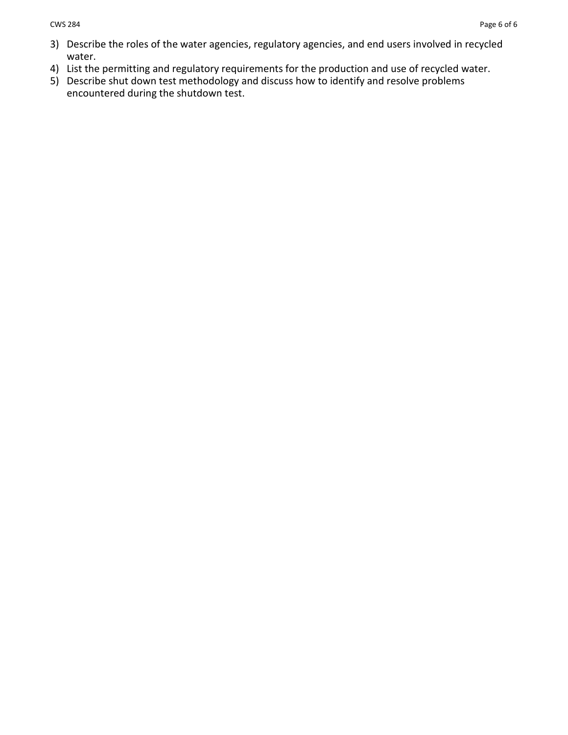3) Describe the roles of the water agencies, regulatory agencies, and end users involved in recycled water.
4) List the permitting and regulatory requirements for the production and use of recycled water.
5) Describe shut down test methodology and discuss how to identify and resolve problems encountered during the shutdown test.